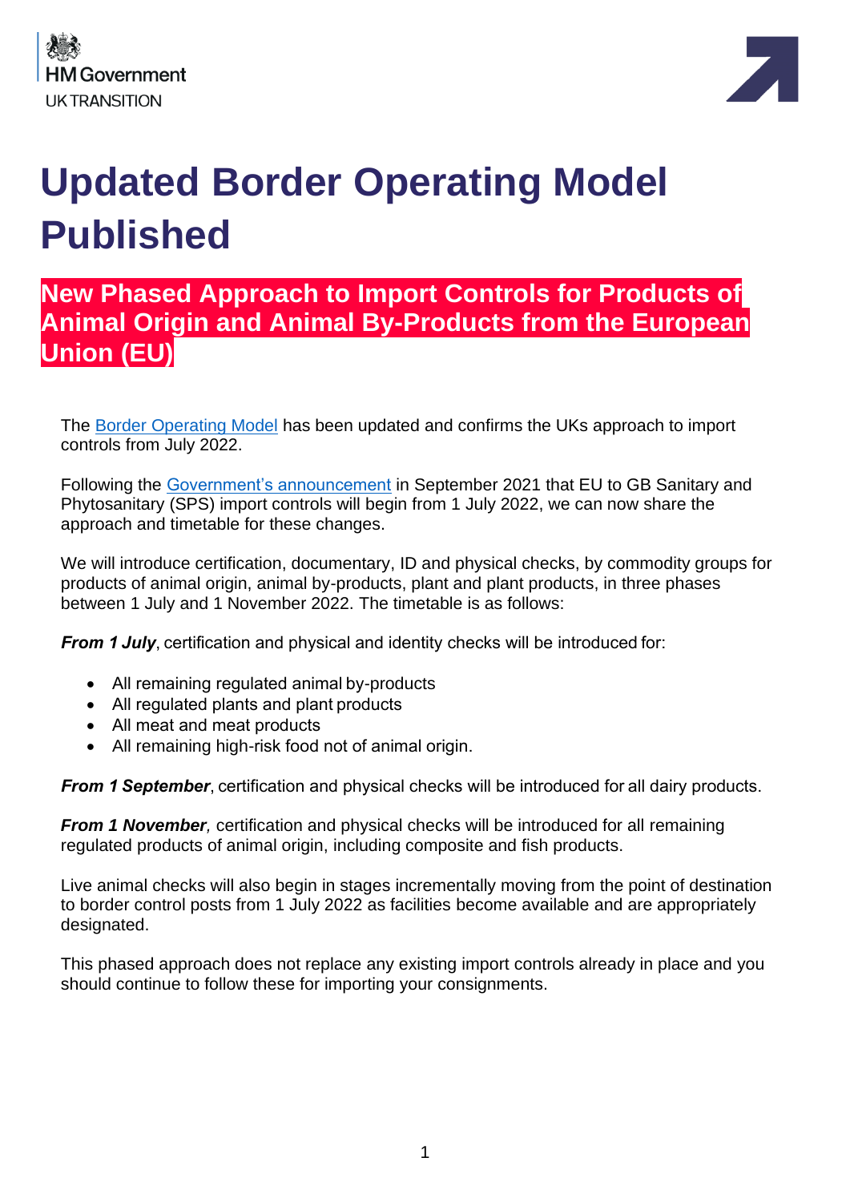HM Government
UK TRANSITION

# Updated Border Operating Model Published

## New Phased Approach to Import Controls for Products of Animal Origin and Animal By-Products from the European Union (EU)

The Border Operating Model has been updated and confirms the UKs approach to import controls from July 2022.

Following the Government's announcement in September 2021 that EU to GB Sanitary and Phytosanitary (SPS) import controls will begin from 1 July 2022, we can now share the approach and timetable for these changes.

We will introduce certification, documentary, ID and physical checks, by commodity groups for products of animal origin, animal by-products, plant and plant products, in three phases between 1 July and 1 November 2022. The timetable is as follows:

***From 1 July***, certification and physical and identity checks will be introduced for:

- All remaining regulated animal by-products
- All regulated plants and plant products
- All meat and meat products
- All remaining high-risk food not of animal origin.

***From 1 September***, certification and physical checks will be introduced for all dairy products.

***From 1 November,*** certification and physical checks will be introduced for all remaining regulated products of animal origin, including composite and fish products.

Live animal checks will also begin in stages incrementally moving from the point of destination to border control posts from 1 July 2022 as facilities become available and are appropriately designated.

This phased approach does not replace any existing import controls already in place and you should continue to follow these for importing your consignments.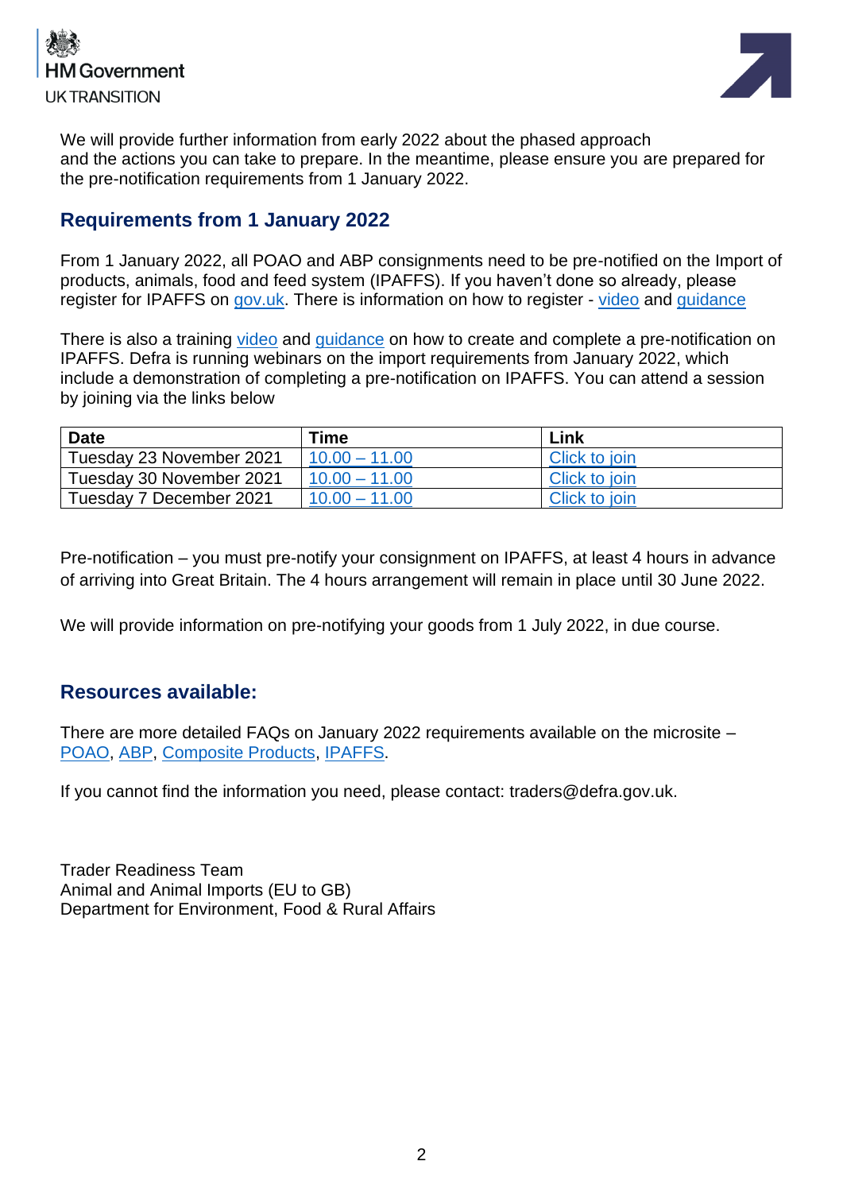We will provide further information from early 2022 about the phased approach and the actions you can take to prepare. In the meantime, please ensure you are prepared for the pre-notification requirements from 1 January 2022.

## Requirements from 1 January 2022

From 1 January 2022, all POAO and ABP consignments need to be pre-notified on the Import of products, animals, food and feed system (IPAFFS). If you haven't done so already, please register for IPAFFS on gov.uk. There is information on how to register - video and guidance

There is also a training video and guidance on how to create and complete a pre-notification on IPAFFS. Defra is running webinars on the import requirements from January 2022, which include a demonstration of completing a pre-notification on IPAFFS. You can attend a session by joining via the links below

| Date | Time | Link |
|---|---|---|
| Tuesday 23 November 2021 | 10.00 – 11.00 | Click to join |
| Tuesday 30 November 2021 | 10.00 – 11.00 | Click to join |
| Tuesday 7 December 2021 | 10.00 – 11.00 | Click to join |

Pre-notification – you must pre-notify your consignment on IPAFFS, at least 4 hours in advance of arriving into Great Britain. The 4 hours arrangement will remain in place until 30 June 2022.

We will provide information on pre-notifying your goods from 1 July 2022, in due course.

## Resources available:

There are more detailed FAQs on January 2022 requirements available on the microsite – POAO, ABP, Composite Products, IPAFFS.

If you cannot find the information you need, please contact: traders@defra.gov.uk.

Trader Readiness Team
Animal and Animal Imports (EU to GB)
Department for Environment, Food & Rural Affairs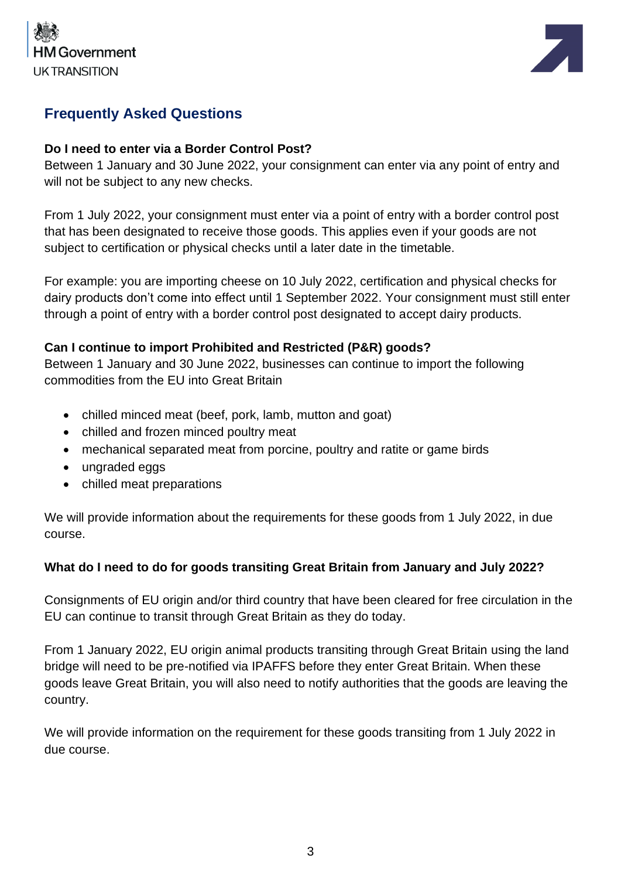## Frequently Asked Questions

**Do I need to enter via a Border Control Post?**

Between 1 January and 30 June 2022, your consignment can enter via any point of entry and will not be subject to any new checks.

From 1 July 2022, your consignment must enter via a point of entry with a border control post that has been designated to receive those goods. This applies even if your goods are not subject to certification or physical checks until a later date in the timetable.

For example: you are importing cheese on 10 July 2022, certification and physical checks for dairy products don't come into effect until 1 September 2022. Your consignment must still enter through a point of entry with a border control post designated to accept dairy products.

**Can I continue to import Prohibited and Restricted (P&R) goods?**

Between 1 January and 30 June 2022, businesses can continue to import the following commodities from the EU into Great Britain

- chilled minced meat (beef, pork, lamb, mutton and goat)
- chilled and frozen minced poultry meat
- mechanical separated meat from porcine, poultry and ratite or game birds
- ungraded eggs
- chilled meat preparations

We will provide information about the requirements for these goods from 1 July 2022, in due course.

**What do I need to do for goods transiting Great Britain from January and July 2022?**

Consignments of EU origin and/or third country that have been cleared for free circulation in the EU can continue to transit through Great Britain as they do today.

From 1 January 2022, EU origin animal products transiting through Great Britain using the land bridge will need to be pre-notified via IPAFFS before they enter Great Britain. When these goods leave Great Britain, you will also need to notify authorities that the goods are leaving the country.

We will provide information on the requirement for these goods transiting from 1 July 2022 in due course.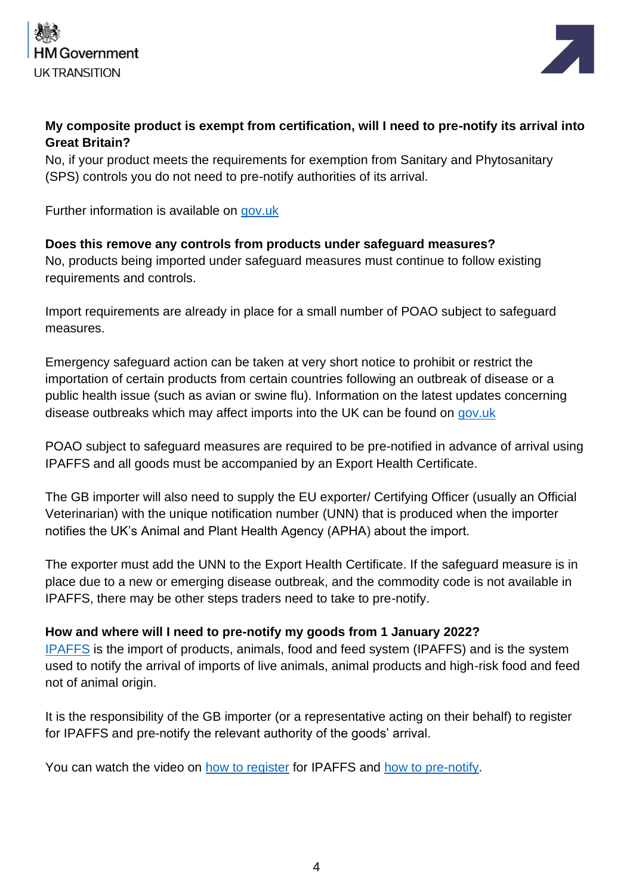**My composite product is exempt from certification, will I need to pre-notify its arrival into Great Britain?**
No, if your product meets the requirements for exemption from Sanitary and Phytosanitary (SPS) controls you do not need to pre-notify authorities of its arrival.

Further information is available on gov.uk

**Does this remove any controls from products under safeguard measures?**
No, products being imported under safeguard measures must continue to follow existing requirements and controls.

Import requirements are already in place for a small number of POAO subject to safeguard measures.

Emergency safeguard action can be taken at very short notice to prohibit or restrict the importation of certain products from certain countries following an outbreak of disease or a public health issue (such as avian or swine flu). Information on the latest updates concerning disease outbreaks which may affect imports into the UK can be found on gov.uk

POAO subject to safeguard measures are required to be pre-notified in advance of arrival using IPAFFS and all goods must be accompanied by an Export Health Certificate.

The GB importer will also need to supply the EU exporter/ Certifying Officer (usually an Official Veterinarian) with the unique notification number (UNN) that is produced when the importer notifies the UK's Animal and Plant Health Agency (APHA) about the import.

The exporter must add the UNN to the Export Health Certificate. If the safeguard measure is in place due to a new or emerging disease outbreak, and the commodity code is not available in IPAFFS, there may be other steps traders need to take to pre-notify.

**How and where will I need to pre-notify my goods from 1 January 2022?**
IPAFFS is the import of products, animals, food and feed system (IPAFFS) and is the system used to notify the arrival of imports of live animals, animal products and high-risk food and feed not of animal origin.

It is the responsibility of the GB importer (or a representative acting on their behalf) to register for IPAFFS and pre-notify the relevant authority of the goods' arrival.

You can watch the video on how to register for IPAFFS and how to pre-notify.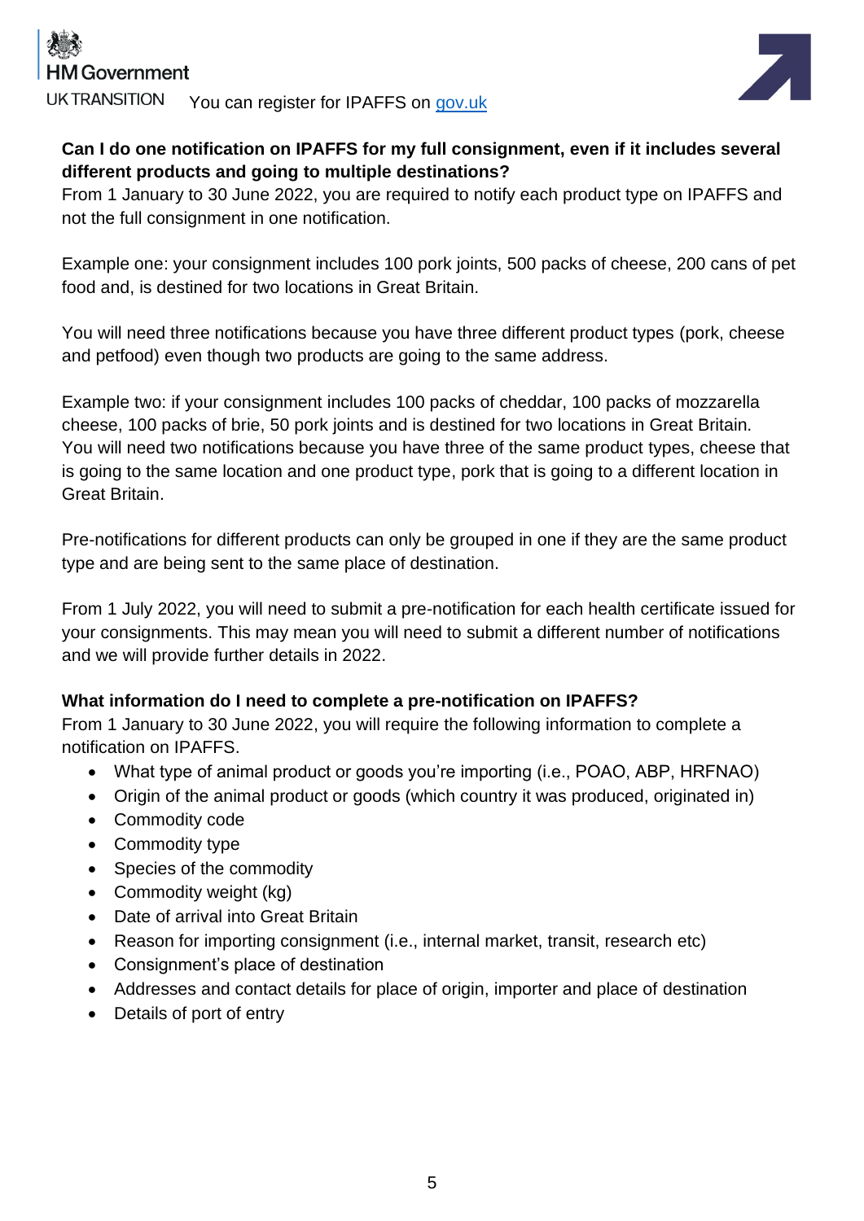You can register for IPAFFS on [gov.uk](https://www.gov.uk)

**Can I do one notification on IPAFFS for my full consignment, even if it includes several different products and going to multiple destinations?**

From 1 January to 30 June 2022, you are required to notify each product type on IPAFFS and not the full consignment in one notification.

Example one: your consignment includes 100 pork joints, 500 packs of cheese, 200 cans of pet food and, is destined for two locations in Great Britain.

You will need three notifications because you have three different product types (pork, cheese and petfood) even though two products are going to the same address.

Example two: if your consignment includes 100 packs of cheddar, 100 packs of mozzarella cheese, 100 packs of brie, 50 pork joints and is destined for two locations in Great Britain. You will need two notifications because you have three of the same product types, cheese that is going to the same location and one product type, pork that is going to a different location in Great Britain.

Pre-notifications for different products can only be grouped in one if they are the same product type and are being sent to the same place of destination.

From 1 July 2022, you will need to submit a pre-notification for each health certificate issued for your consignments. This may mean you will need to submit a different number of notifications and we will provide further details in 2022.

**What information do I need to complete a pre-notification on IPAFFS?**

From 1 January to 30 June 2022, you will require the following information to complete a notification on IPAFFS.

- What type of animal product or goods you're importing (i.e., POAO, ABP, HRFNAO)
- Origin of the animal product or goods (which country it was produced, originated in)
- Commodity code
- Commodity type
- Species of the commodity
- Commodity weight (kg)
- Date of arrival into Great Britain
- Reason for importing consignment (i.e., internal market, transit, research etc)
- Consignment's place of destination
- Addresses and contact details for place of origin, importer and place of destination
- Details of port of entry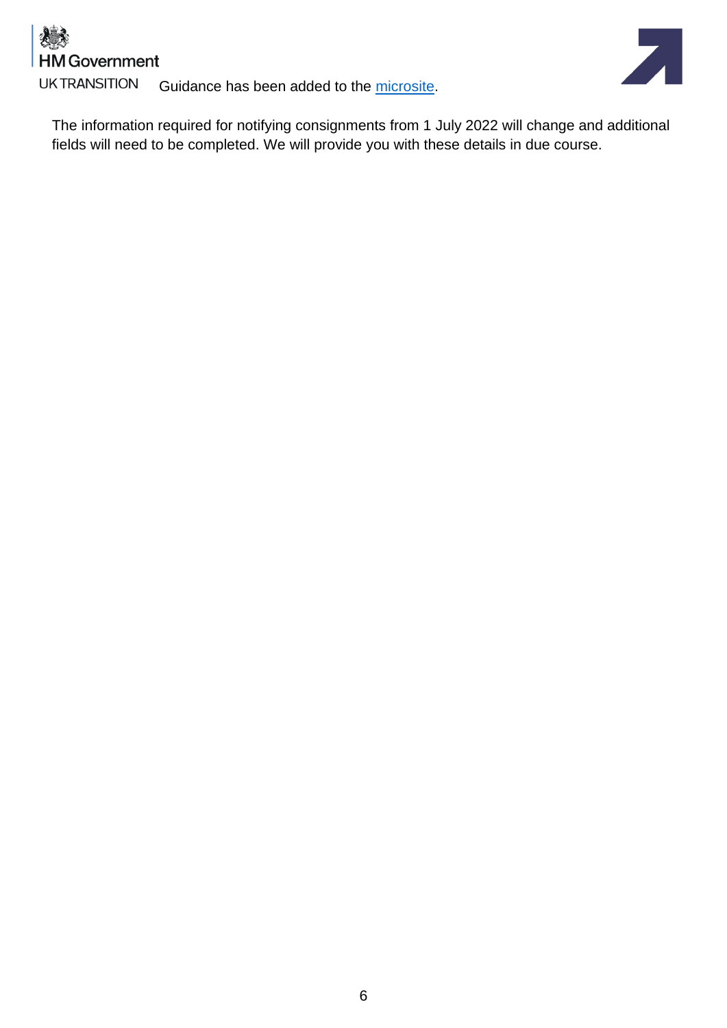Guidance has been added to the microsite.

The information required for notifying consignments from 1 July 2022 will change and additional fields will need to be completed. We will provide you with these details in due course.